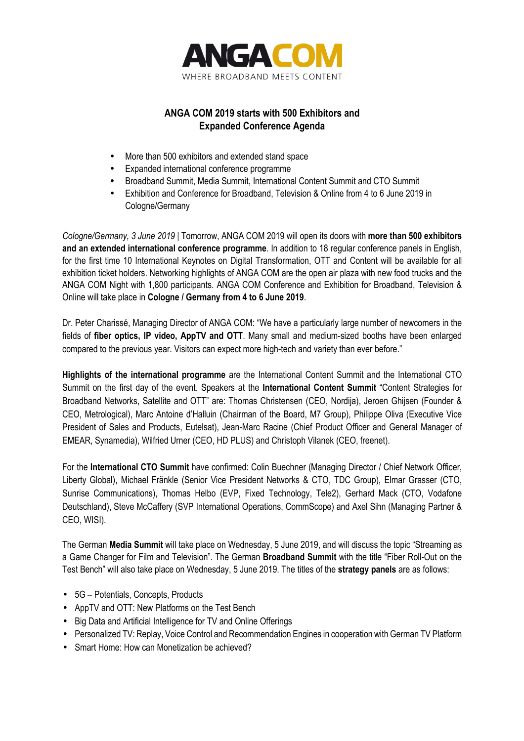**ANGA COM**
WHERE BROADBAND MEETS CONTENT

# ANGA COM 2019 starts with 500 Exhibitors and Expanded Conference Agenda

- More than 500 exhibitors and extended stand space
- Expanded international conference programme
- Broadband Summit, Media Summit, International Content Summit and CTO Summit
- Exhibition and Conference for Broadband, Television & Online from 4 to 6 June 2019 in Cologne/Germany

*Cologne/Germany, 3 June 2019* | Tomorrow, ANGA COM 2019 will open its doors with **more than 500 exhibitors and an extended international conference programme**. In addition to 18 regular conference panels in English, for the first time 10 International Keynotes on Digital Transformation, OTT and Content will be available for all exhibition ticket holders. Networking highlights of ANGA COM are the open air plaza with new food trucks and the ANGA COM Night with 1,800 participants. ANGA COM Conference and Exhibition for Broadband, Television & Online will take place in **Cologne / Germany from 4 to 6 June 2019**.

Dr. Peter Charissé, Managing Director of ANGA COM: "We have a particularly large number of newcomers in the fields of **fiber optics, IP video, AppTV and OTT**. Many small and medium-sized booths have been enlarged compared to the previous year. Visitors can expect more high-tech and variety than ever before."

**Highlights of the international programme** are the International Content Summit and the International CTO Summit on the first day of the event. Speakers at the **International Content Summit** "Content Strategies for Broadband Networks, Satellite and OTT" are: Thomas Christensen (CEO, Nordija), Jeroen Ghijsen (Founder & CEO, Metrological), Marc Antoine d'Halluin (Chairman of the Board, M7 Group), Philippe Oliva (Executive Vice President of Sales and Products, Eutelsat), Jean-Marc Racine (Chief Product Officer and General Manager of EMEAR, Synamedia), Wilfried Urner (CEO, HD PLUS) and Christoph Vilanek (CEO, freenet).

For the **International CTO Summit** have confirmed: Colin Buechner (Managing Director / Chief Network Officer, Liberty Global), Michael Fränkle (Senior Vice President Networks & CTO, TDC Group), Elmar Grasser (CTO, Sunrise Communications), Thomas Helbo (EVP, Fixed Technology, Tele2), Gerhard Mack (CTO, Vodafone Deutschland), Steve McCaffery (SVP International Operations, CommScope) and Axel Sihn (Managing Partner & CEO, WISI).

The German **Media Summit** will take place on Wednesday, 5 June 2019, and will discuss the topic "Streaming as a Game Changer for Film and Television". The German **Broadband Summit** with the title "Fiber Roll-Out on the Test Bench" will also take place on Wednesday, 5 June 2019. The titles of the **strategy panels** are as follows:

- 5G – Potentials, Concepts, Products
- AppTV and OTT: New Platforms on the Test Bench
- Big Data and Artificial Intelligence for TV and Online Offerings
- Personalized TV: Replay, Voice Control and Recommendation Engines in cooperation with German TV Platform
- Smart Home: How can Monetization be achieved?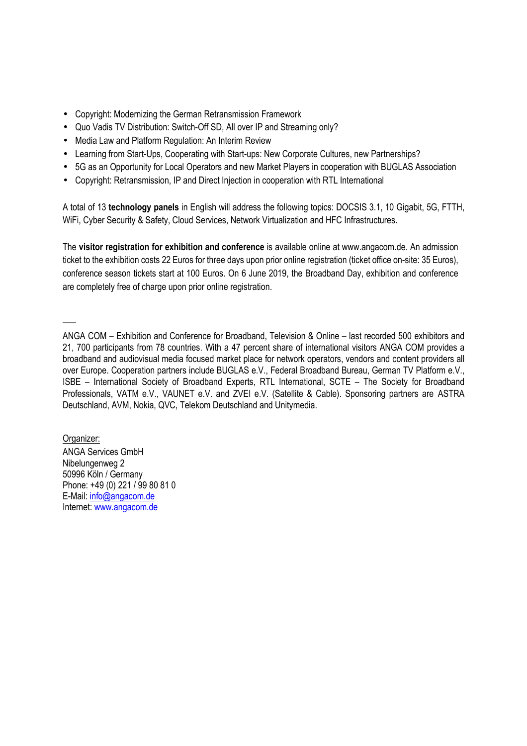- Copyright: Modernizing the German Retransmission Framework
- Quo Vadis TV Distribution: Switch-Off SD, All over IP and Streaming only?
- Media Law and Platform Regulation: An Interim Review
- Learning from Start-Ups, Cooperating with Start-ups: New Corporate Cultures, new Partnerships?
- 5G as an Opportunity for Local Operators and new Market Players in cooperation with BUGLAS Association
- Copyright: Retransmission, IP and Direct Injection in cooperation with RTL International

A total of 13 **technology panels** in English will address the following topics: DOCSIS 3.1, 10 Gigabit, 5G, FTTH, WiFi, Cyber Security & Safety, Cloud Services, Network Virtualization and HFC Infrastructures.

The **visitor registration for exhibition and conference** is available online at www.angacom.de. An admission ticket to the exhibition costs 22 Euros for three days upon prior online registration (ticket office on-site: 35 Euros), conference season tickets start at 100 Euros. On 6 June 2019, the Broadband Day, exhibition and conference are completely free of charge upon prior online registration.

---

ANGA COM – Exhibition and Conference for Broadband, Television & Online – last recorded 500 exhibitors and 21, 700 participants from 78 countries. With a 47 percent share of international visitors ANGA COM provides a broadband and audiovisual media focused market place for network operators, vendors and content providers all over Europe. Cooperation partners include BUGLAS e.V., Federal Broadband Bureau, German TV Platform e.V., ISBE – International Society of Broadband Experts, RTL International, SCTE – The Society for Broadband Professionals, VATM e.V., VAUNET e.V. and ZVEI e.V. (Satellite & Cable). Sponsoring partners are ASTRA Deutschland, AVM, Nokia, QVC, Telekom Deutschland and Unitymedia.

Organizer:
ANGA Services GmbH
Nibelungenweg 2
50996 Köln / Germany
Phone: +49 (0) 221 / 99 80 81 0
E-Mail: info@angacom.de
Internet: www.angacom.de